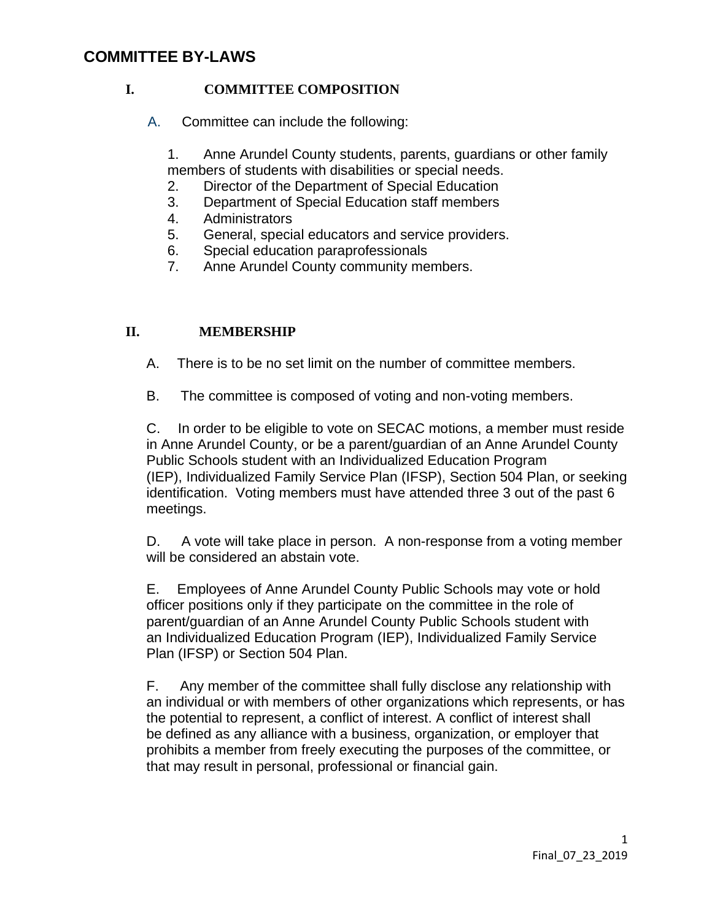# COMMITTEE BY-LAWS

## I. COMMITTEE COMPOSITION

A. Committee can include the following:

1. Anne Arundel County students, parents, guardians or other family members of students with disabilities or special needs.
2. Director of the Department of Special Education
3. Department of Special Education staff members
4. Administrators
5. General, special educators and service providers.
6. Special education paraprofessionals
7. Anne Arundel County community members.

## II. MEMBERSHIP

A. There is to be no set limit on the number of committee members.

B. The committee is composed of voting and non-voting members.

C. In order to be eligible to vote on SECAC motions, a member must reside in Anne Arundel County, or be a parent/guardian of an Anne Arundel County Public Schools student with an Individualized Education Program (IEP), Individualized Family Service Plan (IFSP), Section 504 Plan, or seeking identification. Voting members must have attended three 3 out of the past 6 meetings.

D. A vote will take place in person. A non-response from a voting member will be considered an abstain vote.

E. Employees of Anne Arundel County Public Schools may vote or hold officer positions only if they participate on the committee in the role of parent/guardian of an Anne Arundel County Public Schools student with an Individualized Education Program (IEP), Individualized Family Service Plan (IFSP) or Section 504 Plan.

F. Any member of the committee shall fully disclose any relationship with an individual or with members of other organizations which represents, or has the potential to represent, a conflict of interest. A conflict of interest shall be defined as any alliance with a business, organization, or employer that prohibits a member from freely executing the purposes of the committee, or that may result in personal, professional or financial gain.

Final_07_23_2019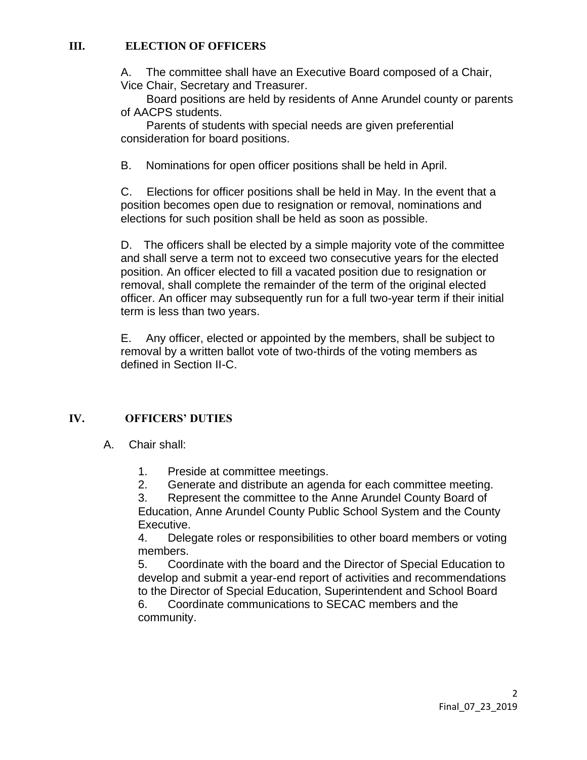## III. ELECTION OF OFFICERS

A. The committee shall have an Executive Board composed of a Chair, Vice Chair, Secretary and Treasurer.

Board positions are held by residents of Anne Arundel county or parents of AACPS students.

Parents of students with special needs are given preferential consideration for board positions.

B. Nominations for open officer positions shall be held in April.

C. Elections for officer positions shall be held in May. In the event that a position becomes open due to resignation or removal, nominations and elections for such position shall be held as soon as possible.

D. The officers shall be elected by a simple majority vote of the committee and shall serve a term not to exceed two consecutive years for the elected position. An officer elected to fill a vacated position due to resignation or removal, shall complete the remainder of the term of the original elected officer. An officer may subsequently run for a full two-year term if their initial term is less than two years.

E. Any officer, elected or appointed by the members, shall be subject to removal by a written ballot vote of two-thirds of the voting members as defined in Section II-C.

## IV. OFFICERS' DUTIES

A. Chair shall:

1. Preside at committee meetings.
2. Generate and distribute an agenda for each committee meeting.
3. Represent the committee to the Anne Arundel County Board of Education, Anne Arundel County Public School System and the County Executive.
4. Delegate roles or responsibilities to other board members or voting members.
5. Coordinate with the board and the Director of Special Education to develop and submit a year-end report of activities and recommendations to the Director of Special Education, Superintendent and School Board
6. Coordinate communications to SECAC members and the community.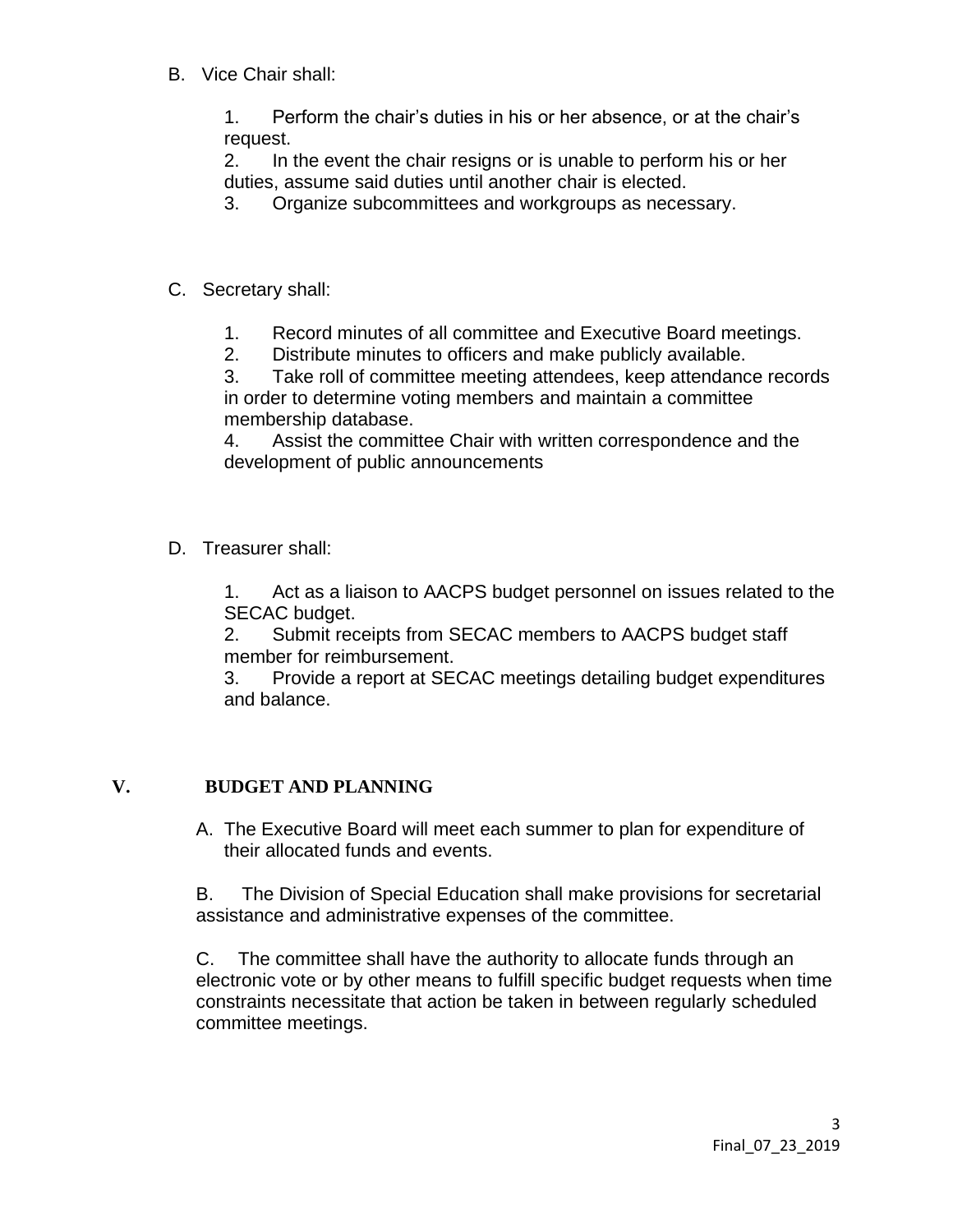B. Vice Chair shall:

1. Perform the chair's duties in his or her absence, or at the chair's request.
2. In the event the chair resigns or is unable to perform his or her duties, assume said duties until another chair is elected.
3. Organize subcommittees and workgroups as necessary.

C. Secretary shall:

1. Record minutes of all committee and Executive Board meetings.
2. Distribute minutes to officers and make publicly available.
3. Take roll of committee meeting attendees, keep attendance records in order to determine voting members and maintain a committee membership database.
4. Assist the committee Chair with written correspondence and the development of public announcements

D. Treasurer shall:

1. Act as a liaison to AACPS budget personnel on issues related to the SECAC budget.
2. Submit receipts from SECAC members to AACPS budget staff member for reimbursement.
3. Provide a report at SECAC meetings detailing budget expenditures and balance.

## V. BUDGET AND PLANNING

A. The Executive Board will meet each summer to plan for expenditure of their allocated funds and events.

B. The Division of Special Education shall make provisions for secretarial assistance and administrative expenses of the committee.

C. The committee shall have the authority to allocate funds through an electronic vote or by other means to fulfill specific budget requests when time constraints necessitate that action be taken in between regularly scheduled committee meetings.

Final_07_23_2019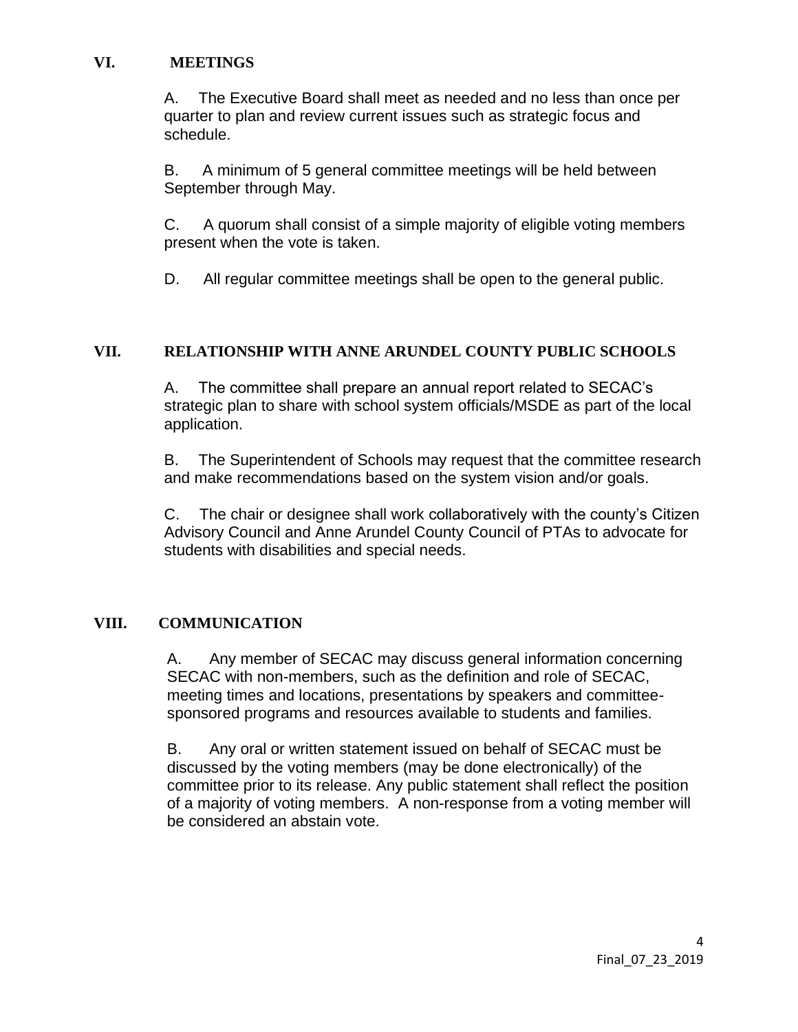## VI. MEETINGS

A. The Executive Board shall meet as needed and no less than once per quarter to plan and review current issues such as strategic focus and schedule.

B. A minimum of 5 general committee meetings will be held between September through May.

C. A quorum shall consist of a simple majority of eligible voting members present when the vote is taken.

D. All regular committee meetings shall be open to the general public.

## VII. RELATIONSHIP WITH ANNE ARUNDEL COUNTY PUBLIC SCHOOLS

A. The committee shall prepare an annual report related to SECAC's strategic plan to share with school system officials/MSDE as part of the local application.

B. The Superintendent of Schools may request that the committee research and make recommendations based on the system vision and/or goals.

C. The chair or designee shall work collaboratively with the county's Citizen Advisory Council and Anne Arundel County Council of PTAs to advocate for students with disabilities and special needs.

## VIII. COMMUNICATION

A. Any member of SECAC may discuss general information concerning SECAC with non-members, such as the definition and role of SECAC, meeting times and locations, presentations by speakers and committee-sponsored programs and resources available to students and families.

B. Any oral or written statement issued on behalf of SECAC must be discussed by the voting members (may be done electronically) of the committee prior to its release. Any public statement shall reflect the position of a majority of voting members. A non-response from a voting member will be considered an abstain vote.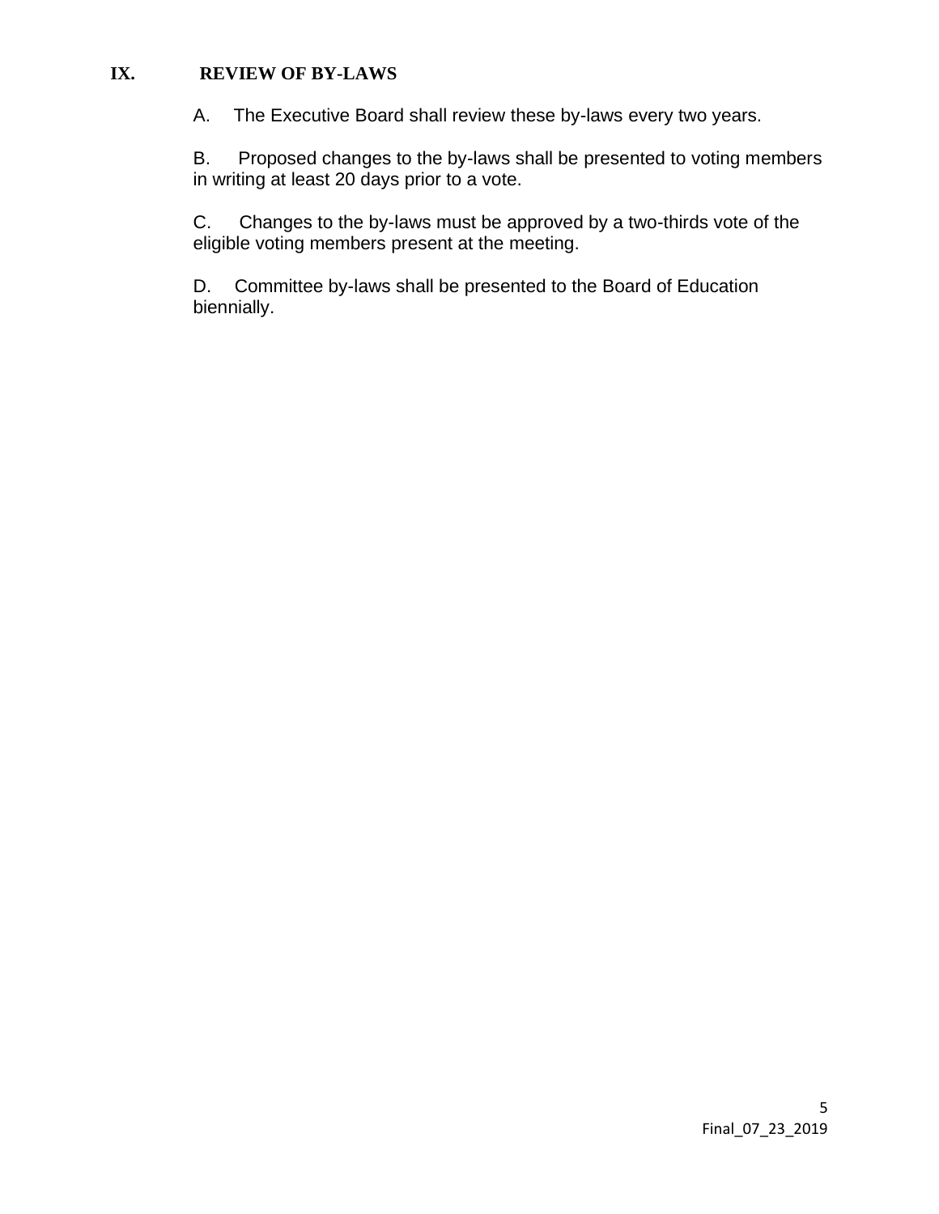## IX. REVIEW OF BY-LAWS

A. The Executive Board shall review these by-laws every two years.

B. Proposed changes to the by-laws shall be presented to voting members in writing at least 20 days prior to a vote.

C. Changes to the by-laws must be approved by a two-thirds vote of the eligible voting members present at the meeting.

D. Committee by-laws shall be presented to the Board of Education biennially.